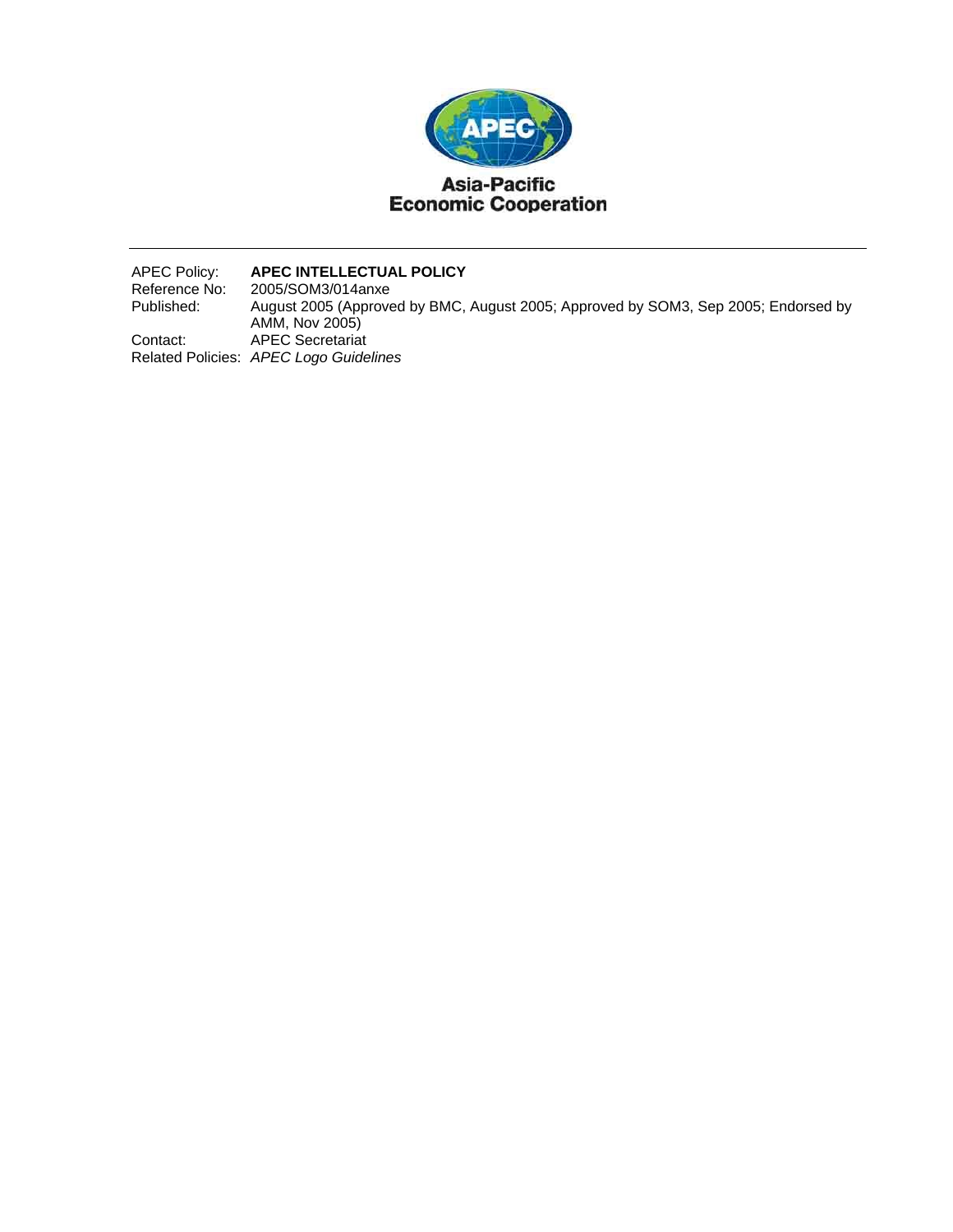**Asia-Pacific Economic Cooperation**

---

| | |
|---|---|
| APEC Policy: | **APEC INTELLECTUAL POLICY** |
| Reference No: | 2005/SOM3/014anxe |
| Published: | August 2005 (Approved by BMC, August 2005; Approved by SOM3, Sep 2005; Endorsed by AMM, Nov 2005) |
| Contact: | APEC Secretariat |
| Related Policies: | *APEC Logo Guidelines* |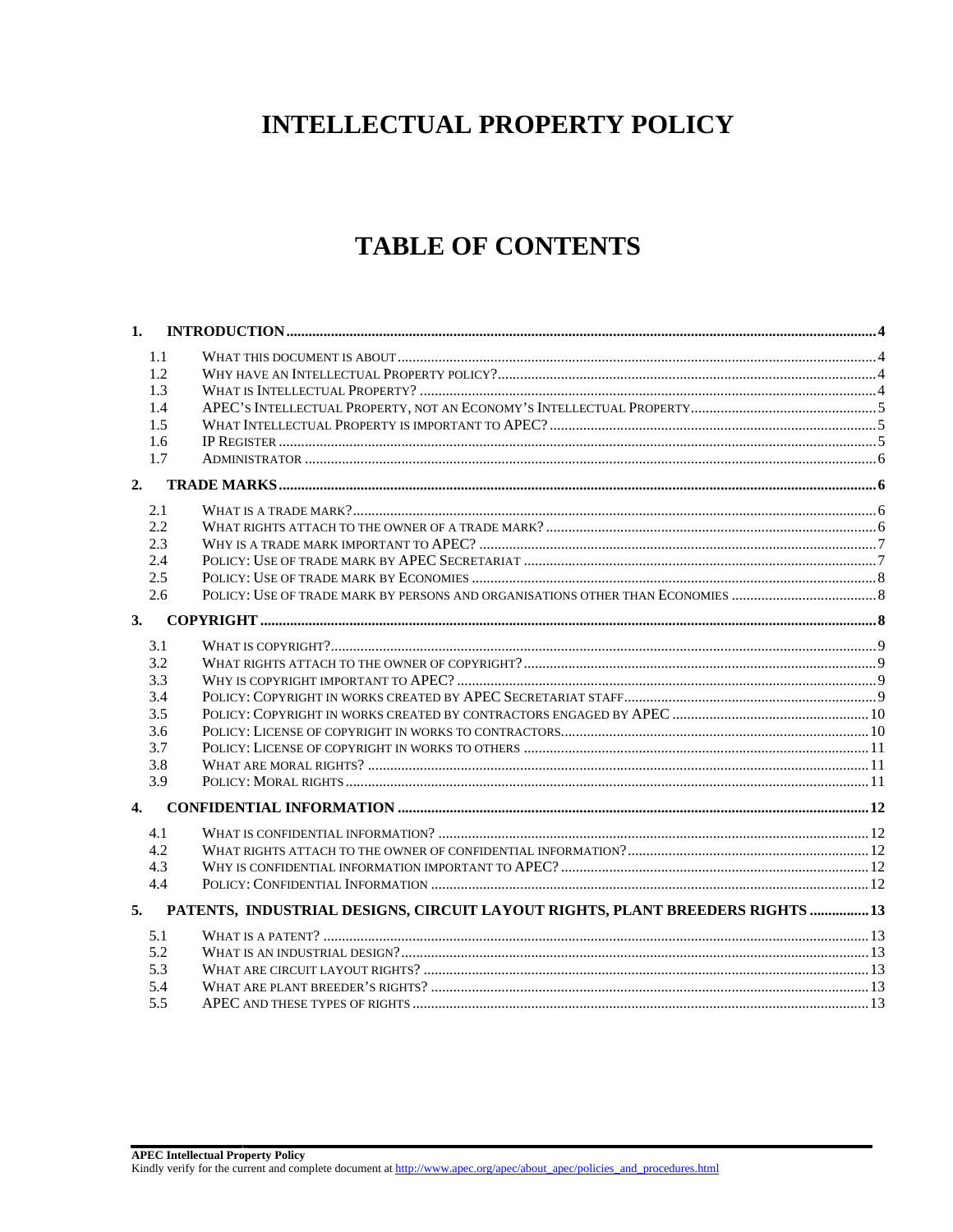# INTELLECTUAL PROPERTY POLICY

# TABLE OF CONTENTS

**1. INTRODUCTION** .......... **4**

- 1.1 WHAT THIS DOCUMENT IS ABOUT .......... 4
- 1.2 WHY HAVE AN INTELLECTUAL PROPERTY POLICY? .......... 4
- 1.3 WHAT IS INTELLECTUAL PROPERTY? .......... 4
- 1.4 APEC'S INTELLECTUAL PROPERTY, NOT AN ECONOMY'S INTELLECTUAL PROPERTY .......... 5
- 1.5 WHAT INTELLECTUAL PROPERTY IS IMPORTANT TO APEC? .......... 5
- 1.6 IP REGISTER .......... 5
- 1.7 ADMINISTRATOR .......... 6

**2. TRADE MARKS** .......... **6**

- 2.1 WHAT IS A TRADE MARK? .......... 6
- 2.2 WHAT RIGHTS ATTACH TO THE OWNER OF A TRADE MARK? .......... 6
- 2.3 WHY IS A TRADE MARK IMPORTANT TO APEC? .......... 7
- 2.4 POLICY: USE OF TRADE MARK BY APEC SECRETARIAT .......... 7
- 2.5 POLICY: USE OF TRADE MARK BY ECONOMIES .......... 8
- 2.6 POLICY: USE OF TRADE MARK BY PERSONS AND ORGANISATIONS OTHER THAN ECONOMIES .......... 8

**3. COPYRIGHT** .......... **8**

- 3.1 WHAT IS COPYRIGHT? .......... 9
- 3.2 WHAT RIGHTS ATTACH TO THE OWNER OF COPYRIGHT? .......... 9
- 3.3 WHY IS COPYRIGHT IMPORTANT TO APEC? .......... 9
- 3.4 POLICY: COPYRIGHT IN WORKS CREATED BY APEC SECRETARIAT STAFF .......... 9
- 3.5 POLICY: COPYRIGHT IN WORKS CREATED BY CONTRACTORS ENGAGED BY APEC .......... 10
- 3.6 POLICY: LICENSE OF COPYRIGHT IN WORKS TO CONTRACTORS .......... 10
- 3.7 POLICY: LICENSE OF COPYRIGHT IN WORKS TO OTHERS .......... 11
- 3.8 WHAT ARE MORAL RIGHTS? .......... 11
- 3.9 POLICY: MORAL RIGHTS .......... 11

**4. CONFIDENTIAL INFORMATION** .......... **12**

- 4.1 WHAT IS CONFIDENTIAL INFORMATION? .......... 12
- 4.2 WHAT RIGHTS ATTACH TO THE OWNER OF CONFIDENTIAL INFORMATION? .......... 12
- 4.3 WHY IS CONFIDENTIAL INFORMATION IMPORTANT TO APEC? .......... 12
- 4.4 POLICY: CONFIDENTIAL INFORMATION .......... 12

**5. PATENTS, INDUSTRIAL DESIGNS, CIRCUIT LAYOUT RIGHTS, PLANT BREEDERS RIGHTS** .......... **13**

- 5.1 WHAT IS A PATENT? .......... 13
- 5.2 WHAT IS AN INDUSTRIAL DESIGN? .......... 13
- 5.3 WHAT ARE CIRCUIT LAYOUT RIGHTS? .......... 13
- 5.4 WHAT ARE PLANT BREEDER'S RIGHTS? .......... 13
- 5.5 APEC AND THESE TYPES OF RIGHTS .......... 13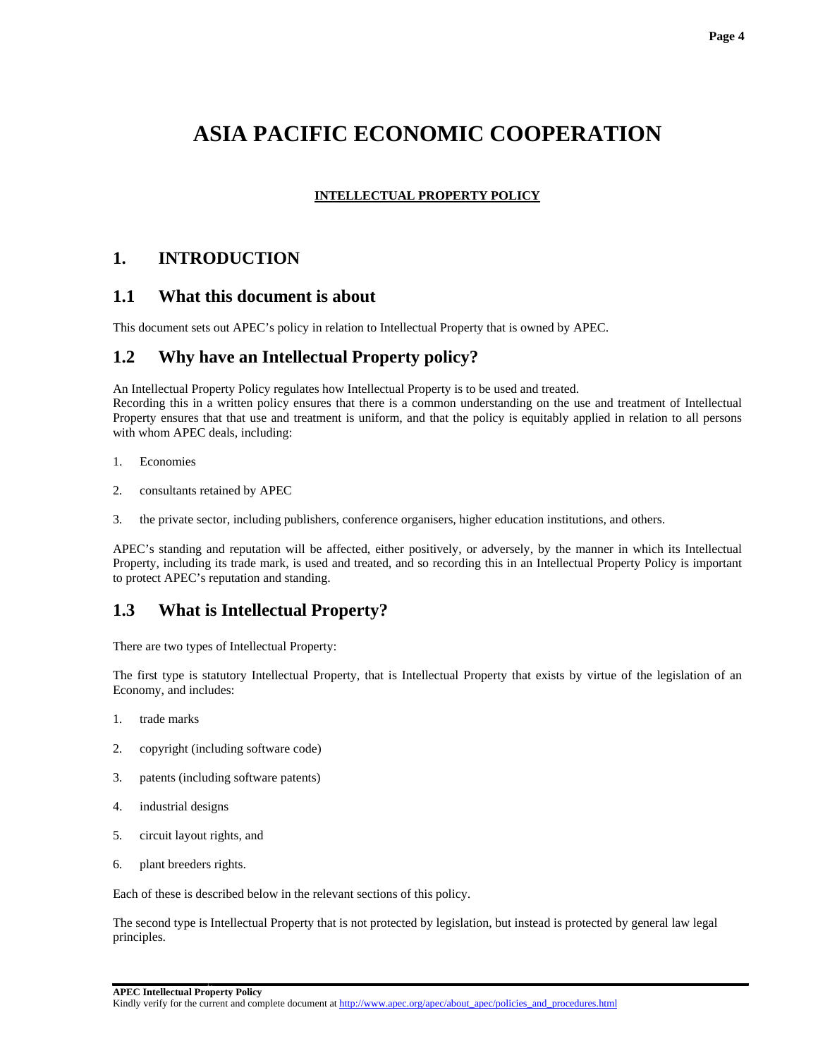# ASIA PACIFIC ECONOMIC COOPERATION

**INTELLECTUAL PROPERTY POLICY**

## 1. INTRODUCTION

### 1.1 What this document is about

This document sets out APEC's policy in relation to Intellectual Property that is owned by APEC.

### 1.2 Why have an Intellectual Property policy?

An Intellectual Property Policy regulates how Intellectual Property is to be used and treated.
Recording this in a written policy ensures that there is a common understanding on the use and treatment of Intellectual Property ensures that that use and treatment is uniform, and that the policy is equitably applied in relation to all persons with whom APEC deals, including:

1. Economies
2. consultants retained by APEC
3. the private sector, including publishers, conference organisers, higher education institutions, and others.

APEC's standing and reputation will be affected, either positively, or adversely, by the manner in which its Intellectual Property, including its trade mark, is used and treated, and so recording this in an Intellectual Property Policy is important to protect APEC's reputation and standing.

### 1.3 What is Intellectual Property?

There are two types of Intellectual Property:

The first type is statutory Intellectual Property, that is Intellectual Property that exists by virtue of the legislation of an Economy, and includes:

1. trade marks
2. copyright (including software code)
3. patents (including software patents)
4. industrial designs
5. circuit layout rights, and
6. plant breeders rights.

Each of these is described below in the relevant sections of this policy.

The second type is Intellectual Property that is not protected by legislation, but instead is protected by general law legal principles.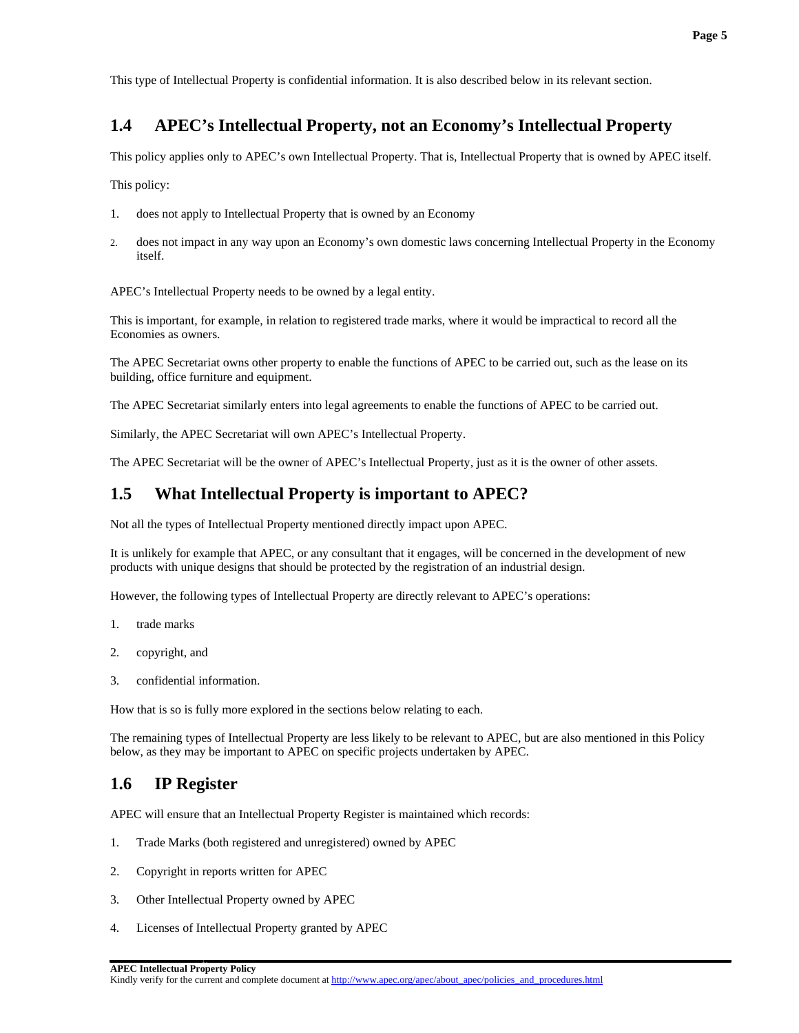This type of Intellectual Property is confidential information. It is also described below in its relevant section.

## 1.4 APEC's Intellectual Property, not an Economy's Intellectual Property

This policy applies only to APEC's own Intellectual Property. That is, Intellectual Property that is owned by APEC itself.

This policy:

1. does not apply to Intellectual Property that is owned by an Economy
2. does not impact in any way upon an Economy's own domestic laws concerning Intellectual Property in the Economy itself.

APEC's Intellectual Property needs to be owned by a legal entity.

This is important, for example, in relation to registered trade marks, where it would be impractical to record all the Economies as owners.

The APEC Secretariat owns other property to enable the functions of APEC to be carried out, such as the lease on its building, office furniture and equipment.

The APEC Secretariat similarly enters into legal agreements to enable the functions of APEC to be carried out.

Similarly, the APEC Secretariat will own APEC's Intellectual Property.

The APEC Secretariat will be the owner of APEC's Intellectual Property, just as it is the owner of other assets.

## 1.5 What Intellectual Property is important to APEC?

Not all the types of Intellectual Property mentioned directly impact upon APEC.

It is unlikely for example that APEC, or any consultant that it engages, will be concerned in the development of new products with unique designs that should be protected by the registration of an industrial design.

However, the following types of Intellectual Property are directly relevant to APEC's operations:

1. trade marks
2. copyright, and
3. confidential information.

How that is so is fully more explored in the sections below relating to each.

The remaining types of Intellectual Property are less likely to be relevant to APEC, but are also mentioned in this Policy below, as they may be important to APEC on specific projects undertaken by APEC.

## 1.6 IP Register

APEC will ensure that an Intellectual Property Register is maintained which records:

1. Trade Marks (both registered and unregistered) owned by APEC
2. Copyright in reports written for APEC
3. Other Intellectual Property owned by APEC
4. Licenses of Intellectual Property granted by APEC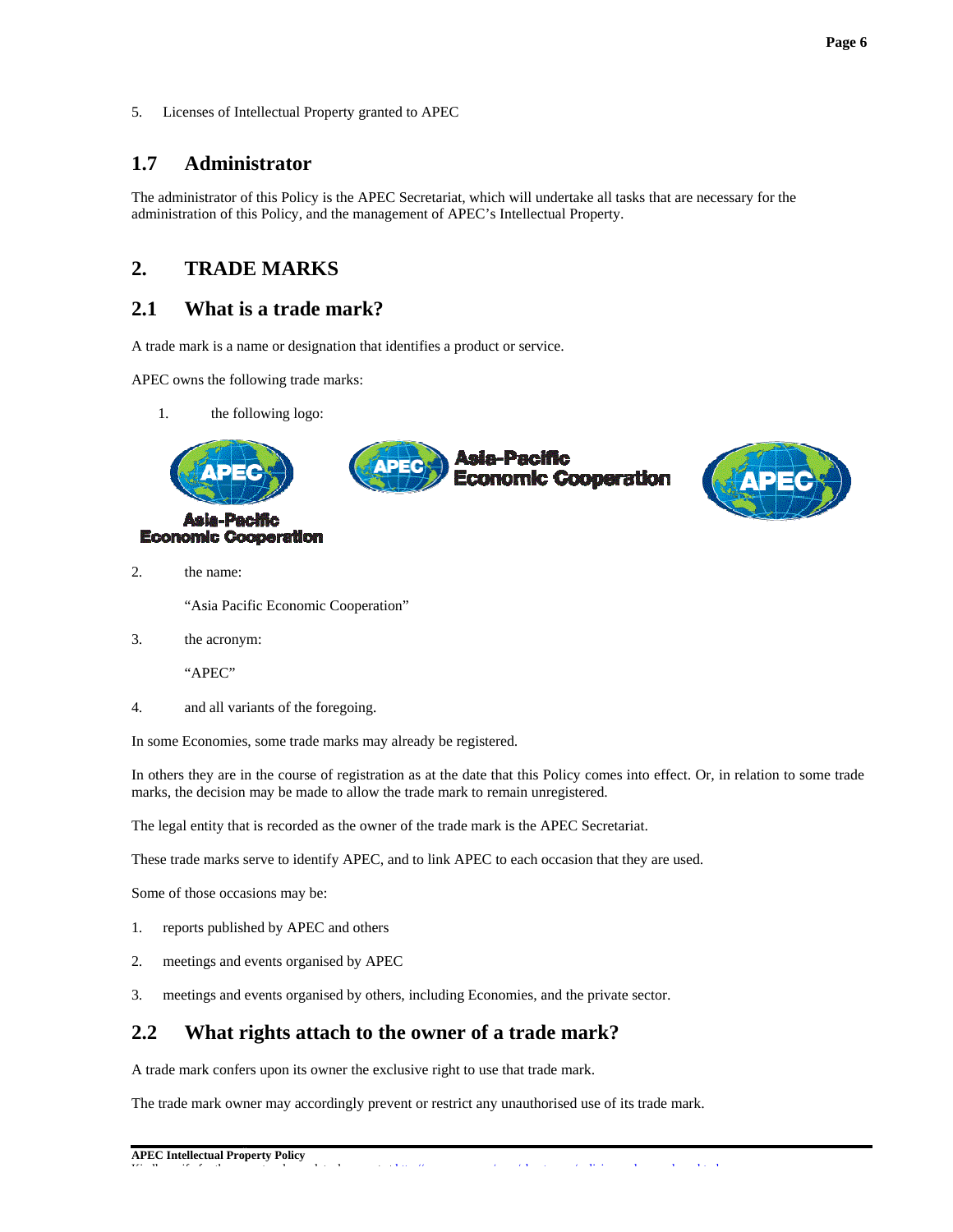5. Licenses of Intellectual Property granted to APEC

## 1.7 Administrator

The administrator of this Policy is the APEC Secretariat, which will undertake all tasks that are necessary for the administration of this Policy, and the management of APEC's Intellectual Property.

# 2. TRADE MARKS

## 2.1 What is a trade mark?

A trade mark is a name or designation that identifies a product or service.

APEC owns the following trade marks:

1. the following logo:

2. the name:

   "Asia Pacific Economic Cooperation"

3. the acronym:

   "APEC"

4. and all variants of the foregoing.

In some Economies, some trade marks may already be registered.

In others they are in the course of registration as at the date that this Policy comes into effect. Or, in relation to some trade marks, the decision may be made to allow the trade mark to remain unregistered.

The legal entity that is recorded as the owner of the trade mark is the APEC Secretariat.

These trade marks serve to identify APEC, and to link APEC to each occasion that they are used.

Some of those occasions may be:

1. reports published by APEC and others
2. meetings and events organised by APEC
3. meetings and events organised by others, including Economies, and the private sector.

## 2.2 What rights attach to the owner of a trade mark?

A trade mark confers upon its owner the exclusive right to use that trade mark.

The trade mark owner may accordingly prevent or restrict any unauthorised use of its trade mark.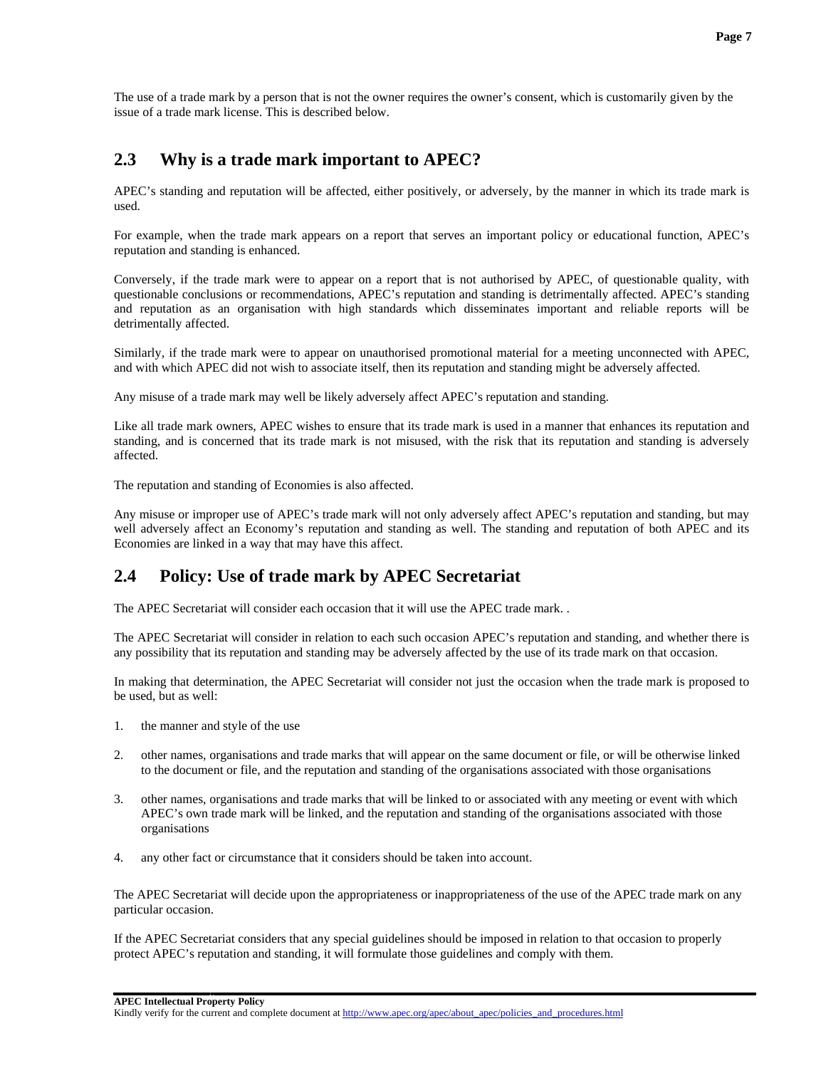The use of a trade mark by a person that is not the owner requires the owner's consent, which is customarily given by the issue of a trade mark license. This is described below.

## 2.3 Why is a trade mark important to APEC?

APEC's standing and reputation will be affected, either positively, or adversely, by the manner in which its trade mark is used.

For example, when the trade mark appears on a report that serves an important policy or educational function, APEC's reputation and standing is enhanced.

Conversely, if the trade mark were to appear on a report that is not authorised by APEC, of questionable quality, with questionable conclusions or recommendations, APEC's reputation and standing is detrimentally affected. APEC's standing and reputation as an organisation with high standards which disseminates important and reliable reports will be detrimentally affected.

Similarly, if the trade mark were to appear on unauthorised promotional material for a meeting unconnected with APEC, and with which APEC did not wish to associate itself, then its reputation and standing might be adversely affected.

Any misuse of a trade mark may well be likely adversely affect APEC's reputation and standing.

Like all trade mark owners, APEC wishes to ensure that its trade mark is used in a manner that enhances its reputation and standing, and is concerned that its trade mark is not misused, with the risk that its reputation and standing is adversely affected.

The reputation and standing of Economies is also affected.

Any misuse or improper use of APEC's trade mark will not only adversely affect APEC's reputation and standing, but may well adversely affect an Economy's reputation and standing as well. The standing and reputation of both APEC and its Economies are linked in a way that may have this affect.

## 2.4 Policy: Use of trade mark by APEC Secretariat

The APEC Secretariat will consider each occasion that it will use the APEC trade mark. .

The APEC Secretariat will consider in relation to each such occasion APEC's reputation and standing, and whether there is any possibility that its reputation and standing may be adversely affected by the use of its trade mark on that occasion.

In making that determination, the APEC Secretariat will consider not just the occasion when the trade mark is proposed to be used, but as well:

1. the manner and style of the use
2. other names, organisations and trade marks that will appear on the same document or file, or will be otherwise linked to the document or file, and the reputation and standing of the organisations associated with those organisations
3. other names, organisations and trade marks that will be linked to or associated with any meeting or event with which APEC's own trade mark will be linked, and the reputation and standing of the organisations associated with those organisations
4. any other fact or circumstance that it considers should be taken into account.

The APEC Secretariat will decide upon the appropriateness or inappropriateness of the use of the APEC trade mark on any particular occasion.

If the APEC Secretariat considers that any special guidelines should be imposed in relation to that occasion to properly protect APEC's reputation and standing, it will formulate those guidelines and comply with them.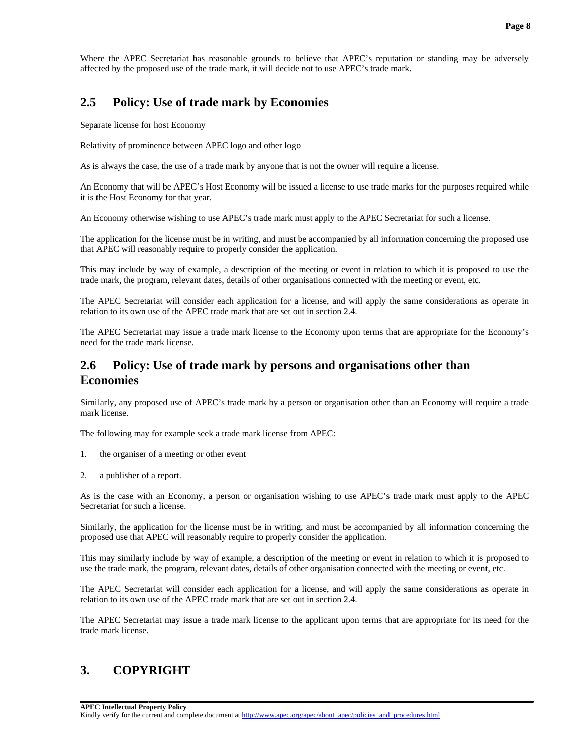Where the APEC Secretariat has reasonable grounds to believe that APEC's reputation or standing may be adversely affected by the proposed use of the trade mark, it will decide not to use APEC's trade mark.

## 2.5 Policy: Use of trade mark by Economies

Separate license for host Economy

Relativity of prominence between APEC logo and other logo

As is always the case, the use of a trade mark by anyone that is not the owner will require a license.

An Economy that will be APEC's Host Economy will be issued a license to use trade marks for the purposes required while it is the Host Economy for that year.

An Economy otherwise wishing to use APEC's trade mark must apply to the APEC Secretariat for such a license.

The application for the license must be in writing, and must be accompanied by all information concerning the proposed use that APEC will reasonably require to properly consider the application.

This may include by way of example, a description of the meeting or event in relation to which it is proposed to use the trade mark, the program, relevant dates, details of other organisations connected with the meeting or event, etc.

The APEC Secretariat will consider each application for a license, and will apply the same considerations as operate in relation to its own use of the APEC trade mark that are set out in section 2.4.

The APEC Secretariat may issue a trade mark license to the Economy upon terms that are appropriate for the Economy's need for the trade mark license.

## 2.6 Policy: Use of trade mark by persons and organisations other than Economies

Similarly, any proposed use of APEC's trade mark by a person or organisation other than an Economy will require a trade mark license.

The following may for example seek a trade mark license from APEC:

1. the organiser of a meeting or other event
2. a publisher of a report.

As is the case with an Economy, a person or organisation wishing to use APEC's trade mark must apply to the APEC Secretariat for such a license.

Similarly, the application for the license must be in writing, and must be accompanied by all information concerning the proposed use that APEC will reasonably require to properly consider the application.

This may similarly include by way of example, a description of the meeting or event in relation to which it is proposed to use the trade mark, the program, relevant dates, details of other organisation connected with the meeting or event, etc.

The APEC Secretariat will consider each application for a license, and will apply the same considerations as operate in relation to its own use of the APEC trade mark that are set out in section 2.4.

The APEC Secretariat may issue a trade mark license to the applicant upon terms that are appropriate for its need for the trade mark license.

# 3. COPYRIGHT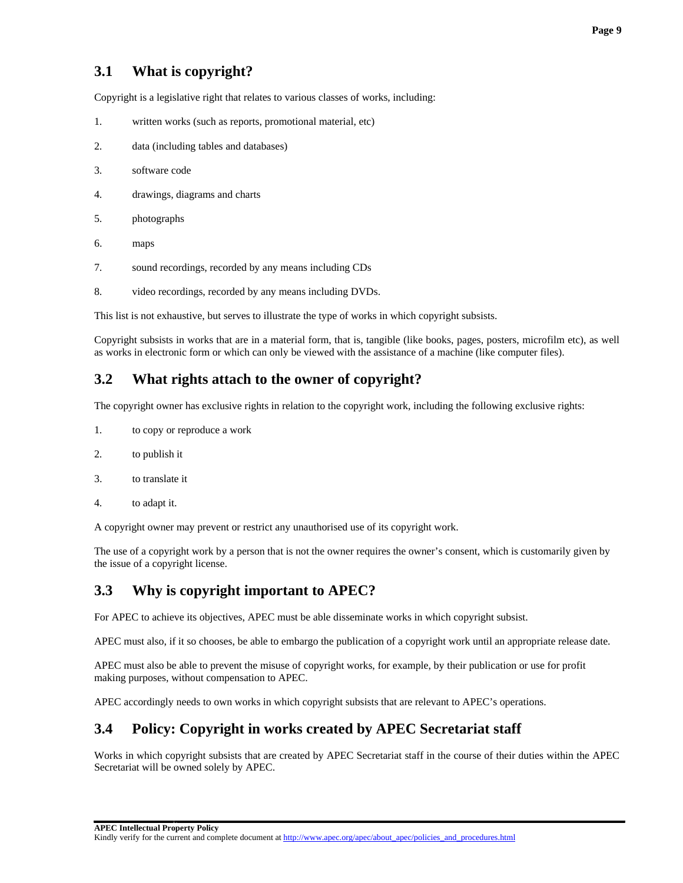## 3.1 What is copyright?

Copyright is a legislative right that relates to various classes of works, including:

1. written works (such as reports, promotional material, etc)
2. data (including tables and databases)
3. software code
4. drawings, diagrams and charts
5. photographs
6. maps
7. sound recordings, recorded by any means including CDs
8. video recordings, recorded by any means including DVDs.

This list is not exhaustive, but serves to illustrate the type of works in which copyright subsists.

Copyright subsists in works that are in a material form, that is, tangible (like books, pages, posters, microfilm etc), as well as works in electronic form or which can only be viewed with the assistance of a machine (like computer files).

## 3.2 What rights attach to the owner of copyright?

The copyright owner has exclusive rights in relation to the copyright work, including the following exclusive rights:

1. to copy or reproduce a work
2. to publish it
3. to translate it
4. to adapt it.

A copyright owner may prevent or restrict any unauthorised use of its copyright work.

The use of a copyright work by a person that is not the owner requires the owner's consent, which is customarily given by the issue of a copyright license.

## 3.3 Why is copyright important to APEC?

For APEC to achieve its objectives, APEC must be able disseminate works in which copyright subsist.

APEC must also, if it so chooses, be able to embargo the publication of a copyright work until an appropriate release date.

APEC must also be able to prevent the misuse of copyright works, for example, by their publication or use for profit making purposes, without compensation to APEC.

APEC accordingly needs to own works in which copyright subsists that are relevant to APEC's operations.

## 3.4 Policy: Copyright in works created by APEC Secretariat staff

Works in which copyright subsists that are created by APEC Secretariat staff in the course of their duties within the APEC Secretariat will be owned solely by APEC.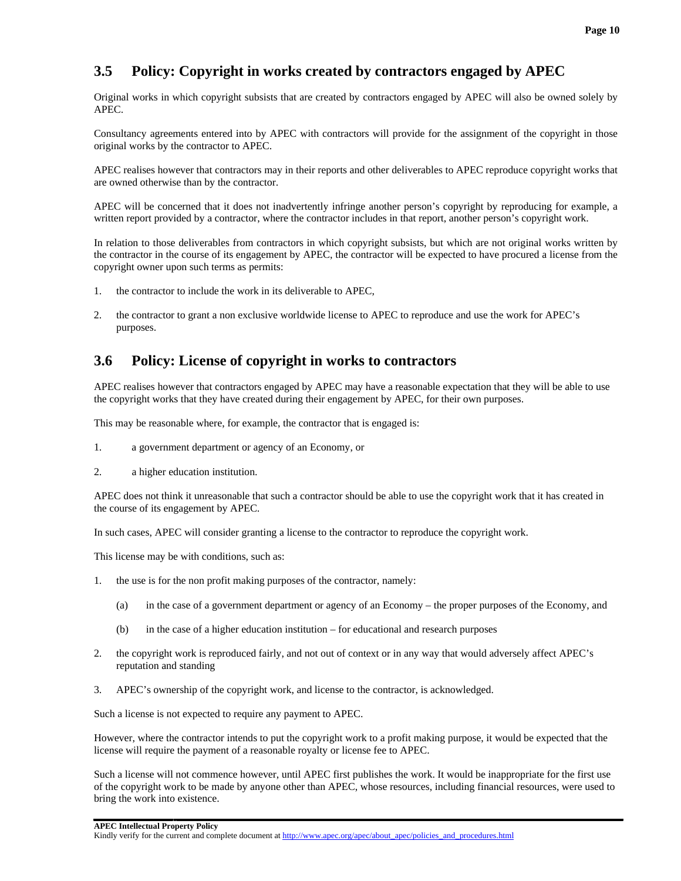## 3.5 Policy: Copyright in works created by contractors engaged by APEC

Original works in which copyright subsists that are created by contractors engaged by APEC will also be owned solely by APEC.

Consultancy agreements entered into by APEC with contractors will provide for the assignment of the copyright in those original works by the contractor to APEC.

APEC realises however that contractors may in their reports and other deliverables to APEC reproduce copyright works that are owned otherwise than by the contractor.

APEC will be concerned that it does not inadvertently infringe another person's copyright by reproducing for example, a written report provided by a contractor, where the contractor includes in that report, another person's copyright work.

In relation to those deliverables from contractors in which copyright subsists, but which are not original works written by the contractor in the course of its engagement by APEC, the contractor will be expected to have procured a license from the copyright owner upon such terms as permits:

1. the contractor to include the work in its deliverable to APEC,
2. the contractor to grant a non exclusive worldwide license to APEC to reproduce and use the work for APEC's purposes.

## 3.6 Policy: License of copyright in works to contractors

APEC realises however that contractors engaged by APEC may have a reasonable expectation that they will be able to use the copyright works that they have created during their engagement by APEC, for their own purposes.

This may be reasonable where, for example, the contractor that is engaged is:

1. a government department or agency of an Economy, or
2. a higher education institution.

APEC does not think it unreasonable that such a contractor should be able to use the copyright work that it has created in the course of its engagement by APEC.

In such cases, APEC will consider granting a license to the contractor to reproduce the copyright work.

This license may be with conditions, such as:

1. the use is for the non profit making purposes of the contractor, namely:
   (a) in the case of a government department or agency of an Economy – the proper purposes of the Economy, and
   (b) in the case of a higher education institution – for educational and research purposes
2. the copyright work is reproduced fairly, and not out of context or in any way that would adversely affect APEC's reputation and standing
3. APEC's ownership of the copyright work, and license to the contractor, is acknowledged.

Such a license is not expected to require any payment to APEC.

However, where the contractor intends to put the copyright work to a profit making purpose, it would be expected that the license will require the payment of a reasonable royalty or license fee to APEC.

Such a license will not commence however, until APEC first publishes the work. It would be inappropriate for the first use of the copyright work to be made by anyone other than APEC, whose resources, including financial resources, were used to bring the work into existence.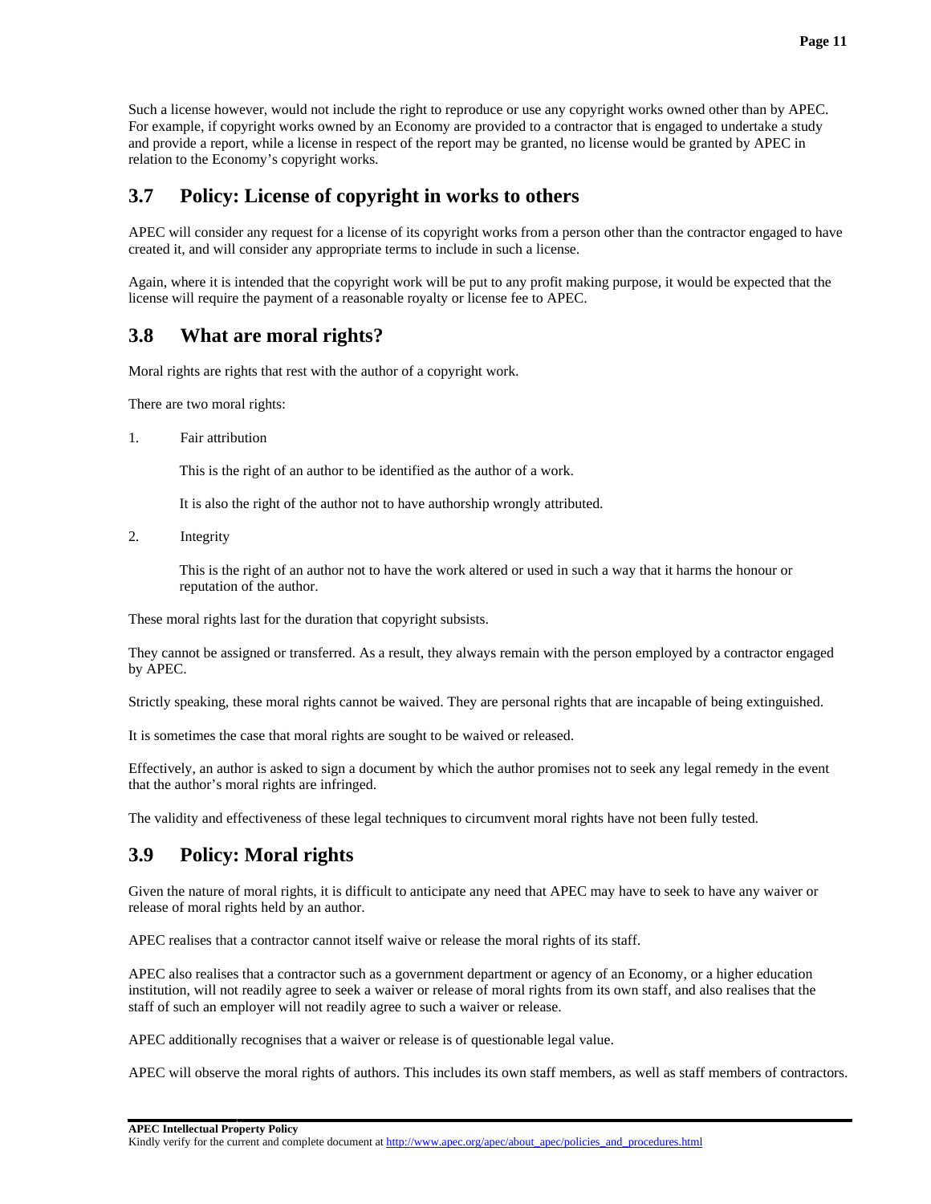Such a license however, would not include the right to reproduce or use any copyright works owned other than by APEC. For example, if copyright works owned by an Economy are provided to a contractor that is engaged to undertake a study and provide a report, while a license in respect of the report may be granted, no license would be granted by APEC in relation to the Economy's copyright works.

## 3.7 Policy: License of copyright in works to others

APEC will consider any request for a license of its copyright works from a person other than the contractor engaged to have created it, and will consider any appropriate terms to include in such a license.

Again, where it is intended that the copyright work will be put to any profit making purpose, it would be expected that the license will require the payment of a reasonable royalty or license fee to APEC.

## 3.8 What are moral rights?

Moral rights are rights that rest with the author of a copyright work.

There are two moral rights:

1. Fair attribution

   This is the right of an author to be identified as the author of a work.

   It is also the right of the author not to have authorship wrongly attributed.

2. Integrity

   This is the right of an author not to have the work altered or used in such a way that it harms the honour or reputation of the author.

These moral rights last for the duration that copyright subsists.

They cannot be assigned or transferred. As a result, they always remain with the person employed by a contractor engaged by APEC.

Strictly speaking, these moral rights cannot be waived. They are personal rights that are incapable of being extinguished.

It is sometimes the case that moral rights are sought to be waived or released.

Effectively, an author is asked to sign a document by which the author promises not to seek any legal remedy in the event that the author's moral rights are infringed.

The validity and effectiveness of these legal techniques to circumvent moral rights have not been fully tested.

## 3.9 Policy: Moral rights

Given the nature of moral rights, it is difficult to anticipate any need that APEC may have to seek to have any waiver or release of moral rights held by an author.

APEC realises that a contractor cannot itself waive or release the moral rights of its staff.

APEC also realises that a contractor such as a government department or agency of an Economy, or a higher education institution, will not readily agree to seek a waiver or release of moral rights from its own staff, and also realises that the staff of such an employer will not readily agree to such a waiver or release.

APEC additionally recognises that a waiver or release is of questionable legal value.

APEC will observe the moral rights of authors. This includes its own staff members, as well as staff members of contractors.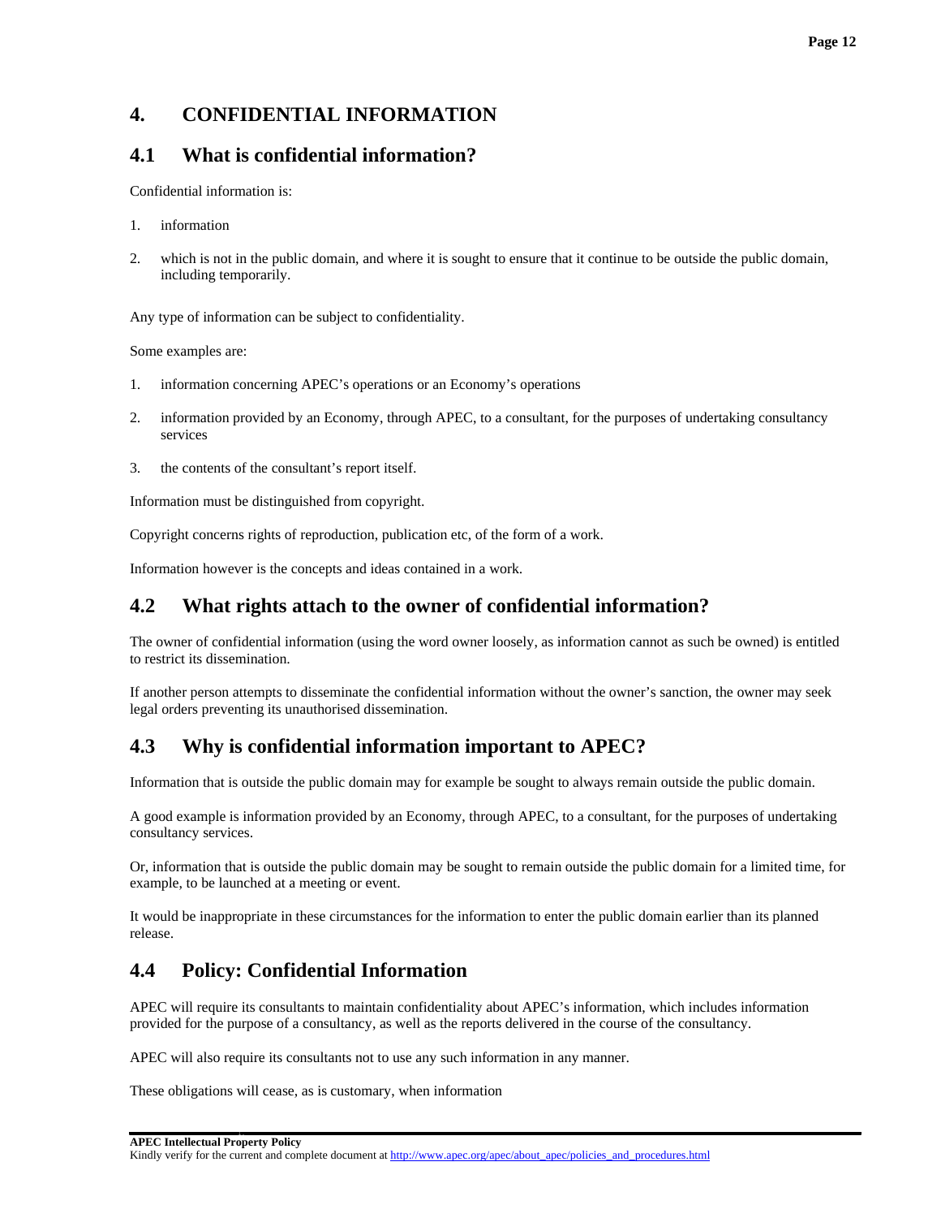## 4. CONFIDENTIAL INFORMATION

### 4.1 What is confidential information?

Confidential information is:

1. information
2. which is not in the public domain, and where it is sought to ensure that it continue to be outside the public domain, including temporarily.

Any type of information can be subject to confidentiality.

Some examples are:

1. information concerning APEC's operations or an Economy's operations
2. information provided by an Economy, through APEC, to a consultant, for the purposes of undertaking consultancy services
3. the contents of the consultant's report itself.

Information must be distinguished from copyright.

Copyright concerns rights of reproduction, publication etc, of the form of a work.

Information however is the concepts and ideas contained in a work.

### 4.2 What rights attach to the owner of confidential information?

The owner of confidential information (using the word owner loosely, as information cannot as such be owned) is entitled to restrict its dissemination.

If another person attempts to disseminate the confidential information without the owner's sanction, the owner may seek legal orders preventing its unauthorised dissemination.

### 4.3 Why is confidential information important to APEC?

Information that is outside the public domain may for example be sought to always remain outside the public domain.

A good example is information provided by an Economy, through APEC, to a consultant, for the purposes of undertaking consultancy services.

Or, information that is outside the public domain may be sought to remain outside the public domain for a limited time, for example, to be launched at a meeting or event.

It would be inappropriate in these circumstances for the information to enter the public domain earlier than its planned release.

### 4.4 Policy: Confidential Information

APEC will require its consultants to maintain confidentiality about APEC's information, which includes information provided for the purpose of a consultancy, as well as the reports delivered in the course of the consultancy.

APEC will also require its consultants not to use any such information in any manner.

These obligations will cease, as is customary, when information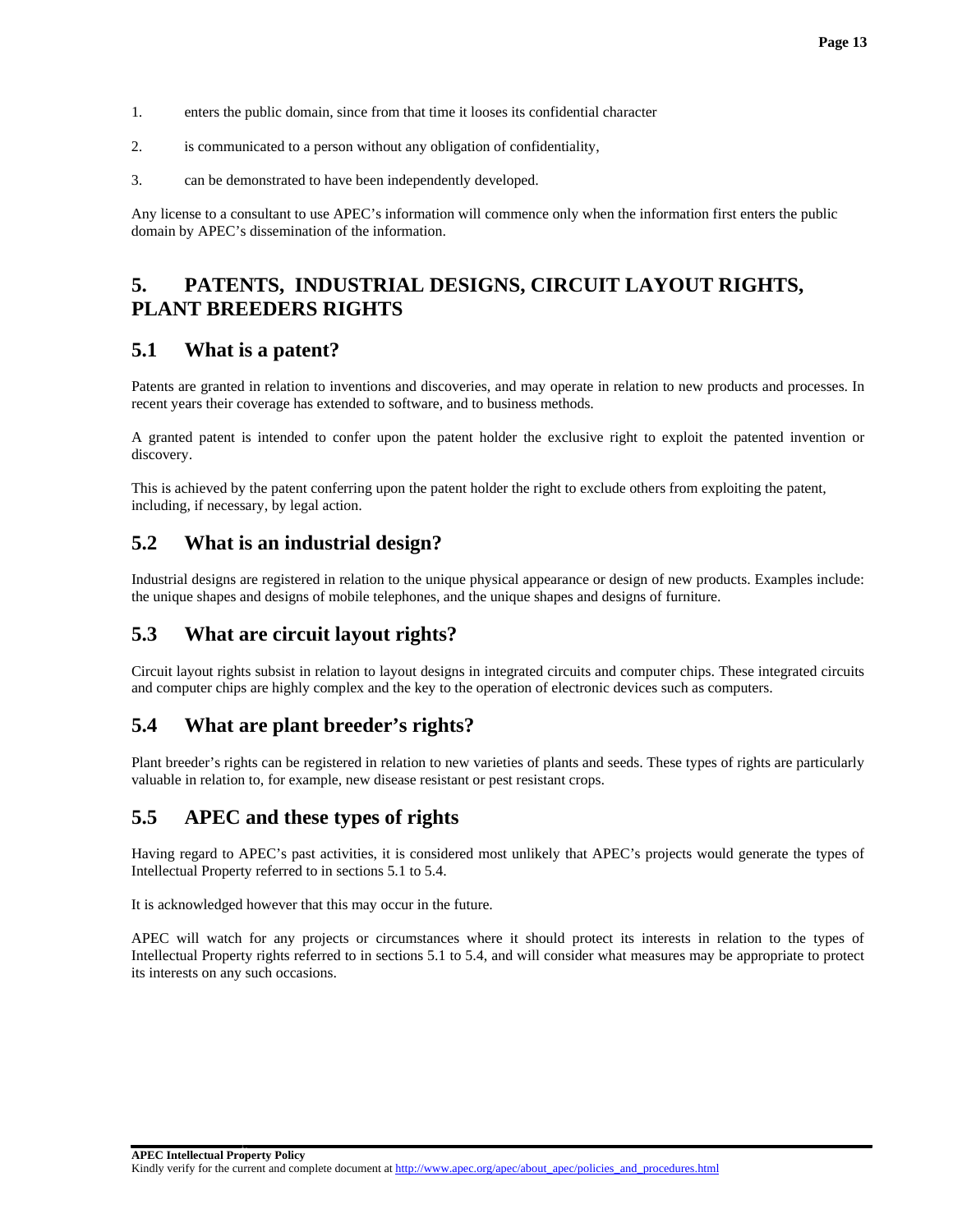1. enters the public domain, since from that time it looses its confidential character

2. is communicated to a person without any obligation of confidentiality,

3. can be demonstrated to have been independently developed.

Any license to a consultant to use APEC's information will commence only when the information first enters the public domain by APEC's dissemination of the information.

# 5. PATENTS, INDUSTRIAL DESIGNS, CIRCUIT LAYOUT RIGHTS, PLANT BREEDERS RIGHTS

## 5.1 What is a patent?

Patents are granted in relation to inventions and discoveries, and may operate in relation to new products and processes. In recent years their coverage has extended to software, and to business methods.

A granted patent is intended to confer upon the patent holder the exclusive right to exploit the patented invention or discovery.

This is achieved by the patent conferring upon the patent holder the right to exclude others from exploiting the patent, including, if necessary, by legal action.

## 5.2 What is an industrial design?

Industrial designs are registered in relation to the unique physical appearance or design of new products. Examples include: the unique shapes and designs of mobile telephones, and the unique shapes and designs of furniture.

## 5.3 What are circuit layout rights?

Circuit layout rights subsist in relation to layout designs in integrated circuits and computer chips. These integrated circuits and computer chips are highly complex and the key to the operation of electronic devices such as computers.

## 5.4 What are plant breeder's rights?

Plant breeder's rights can be registered in relation to new varieties of plants and seeds. These types of rights are particularly valuable in relation to, for example, new disease resistant or pest resistant crops.

## 5.5 APEC and these types of rights

Having regard to APEC's past activities, it is considered most unlikely that APEC's projects would generate the types of Intellectual Property referred to in sections 5.1 to 5.4.

It is acknowledged however that this may occur in the future.

APEC will watch for any projects or circumstances where it should protect its interests in relation to the types of Intellectual Property rights referred to in sections 5.1 to 5.4, and will consider what measures may be appropriate to protect its interests on any such occasions.